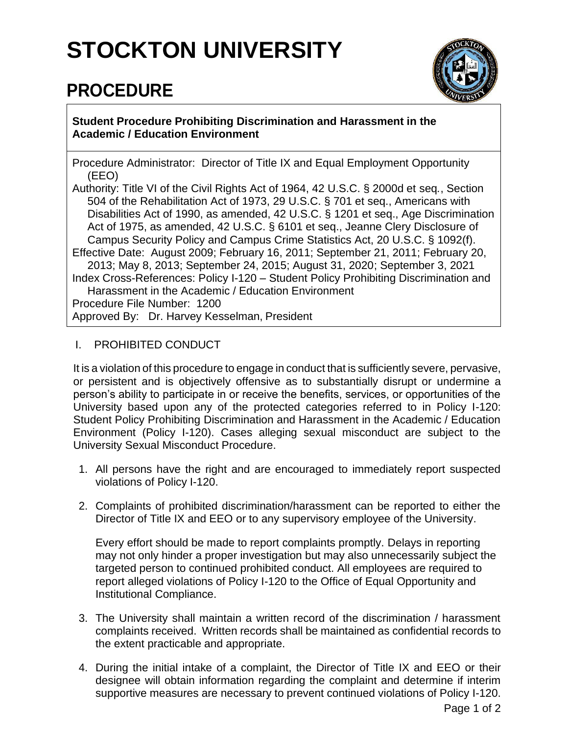# STOCKTON UNIVERSITY

## PROCEDURE

**Student Procedure Prohibiting Discrimination and Harassment in the Academic / Education Environment**

Procedure Administrator: Director of Title IX and Equal Employment Opportunity (EEO)

Authority: Title VI of the Civil Rights Act of 1964, 42 U.S.C. § 2000d et seq., Section 504 of the Rehabilitation Act of 1973, 29 U.S.C. § 701 et seq., Americans with Disabilities Act of 1990, as amended, 42 U.S.C. § 1201 et seq., Age Discrimination Act of 1975, as amended, 42 U.S.C. § 6101 et seq., Jeanne Clery Disclosure of Campus Security Policy and Campus Crime Statistics Act, 20 U.S.C. § 1092(f).

Effective Date: August 2009; February 16, 2011; September 21, 2011; February 20, 2013; May 8, 2013; September 24, 2015; August 31, 2020; September 3, 2021

Index Cross-References: Policy I-120 – Student Policy Prohibiting Discrimination and Harassment in the Academic / Education Environment

Procedure File Number: 1200

Approved By: Dr. Harvey Kesselman, President

I. PROHIBITED CONDUCT

It is a violation of this procedure to engage in conduct that is sufficiently severe, pervasive, or persistent and is objectively offensive as to substantially disrupt or undermine a person's ability to participate in or receive the benefits, services, or opportunities of the University based upon any of the protected categories referred to in Policy I-120: Student Policy Prohibiting Discrimination and Harassment in the Academic / Education Environment (Policy I-120). Cases alleging sexual misconduct are subject to the University Sexual Misconduct Procedure.

1. All persons have the right and are encouraged to immediately report suspected violations of Policy I-120.

2. Complaints of prohibited discrimination/harassment can be reported to either the Director of Title IX and EEO or to any supervisory employee of the University.

   Every effort should be made to report complaints promptly. Delays in reporting may not only hinder a proper investigation but may also unnecessarily subject the targeted person to continued prohibited conduct. All employees are required to report alleged violations of Policy I-120 to the Office of Equal Opportunity and Institutional Compliance.

3. The University shall maintain a written record of the discrimination / harassment complaints received. Written records shall be maintained as confidential records to the extent practicable and appropriate.

4. During the initial intake of a complaint, the Director of Title IX and EEO or their designee will obtain information regarding the complaint and determine if interim supportive measures are necessary to prevent continued violations of Policy I-120.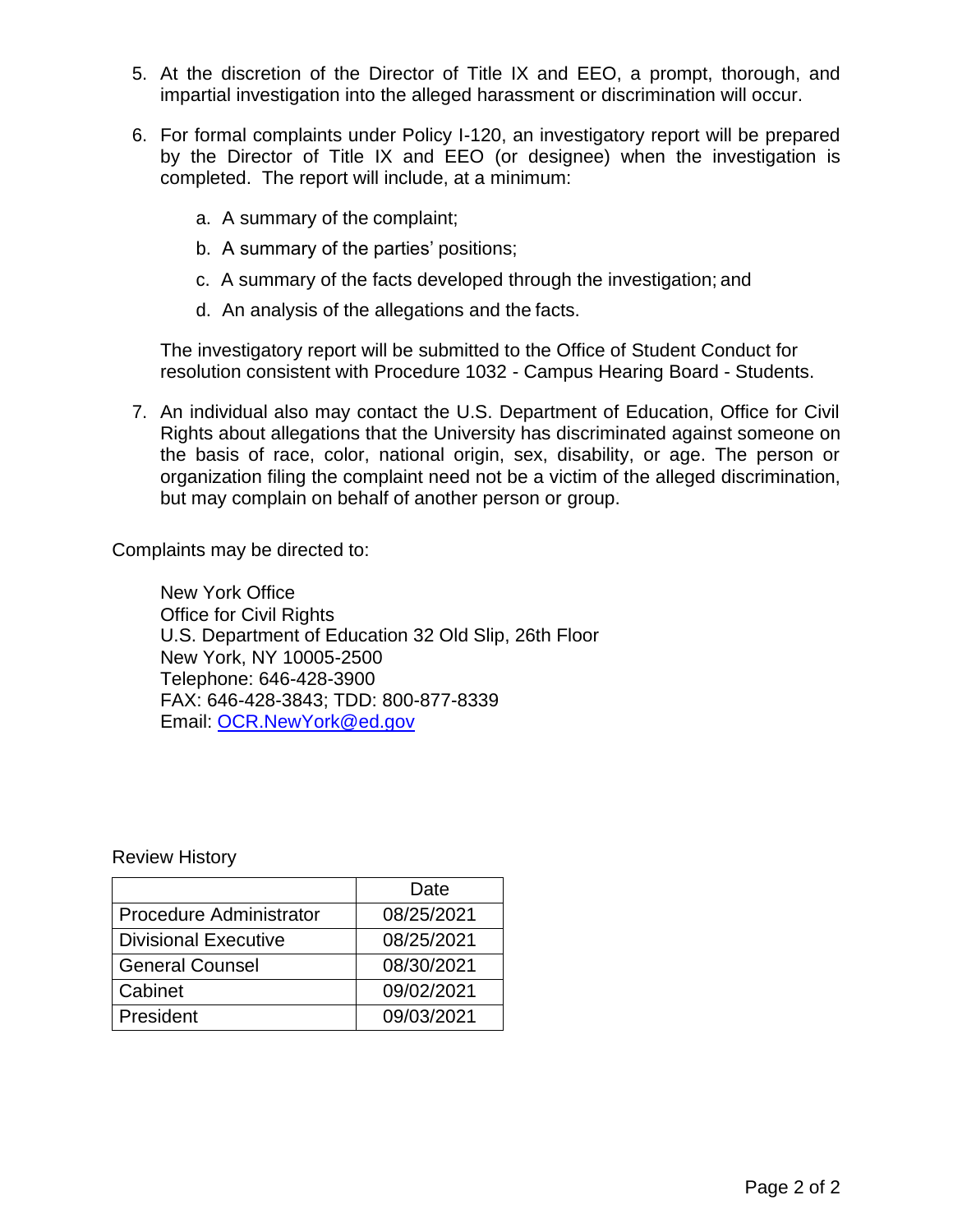5. At the discretion of the Director of Title IX and EEO, a prompt, thorough, and impartial investigation into the alleged harassment or discrimination will occur.

6. For formal complaints under Policy I-120, an investigatory report will be prepared by the Director of Title IX and EEO (or designee) when the investigation is completed. The report will include, at a minimum:

   a. A summary of the complaint;

   b. A summary of the parties' positions;

   c. A summary of the facts developed through the investigation; and

   d. An analysis of the allegations and the facts.

   The investigatory report will be submitted to the Office of Student Conduct for resolution consistent with Procedure 1032 - Campus Hearing Board - Students.

7. An individual also may contact the U.S. Department of Education, Office for Civil Rights about allegations that the University has discriminated against someone on the basis of race, color, national origin, sex, disability, or age. The person or organization filing the complaint need not be a victim of the alleged discrimination, but may complain on behalf of another person or group.

Complaints may be directed to:

New York Office
Office for Civil Rights
U.S. Department of Education 32 Old Slip, 26th Floor
New York, NY 10005-2500
Telephone: 646-428-3900
FAX: 646-428-3843; TDD: 800-877-8339
Email: OCR.NewYork@ed.gov

Review History

| | Date |
|---|---|
| Procedure Administrator | 08/25/2021 |
| Divisional Executive | 08/25/2021 |
| General Counsel | 08/30/2021 |
| Cabinet | 09/02/2021 |
| President | 09/03/2021 |